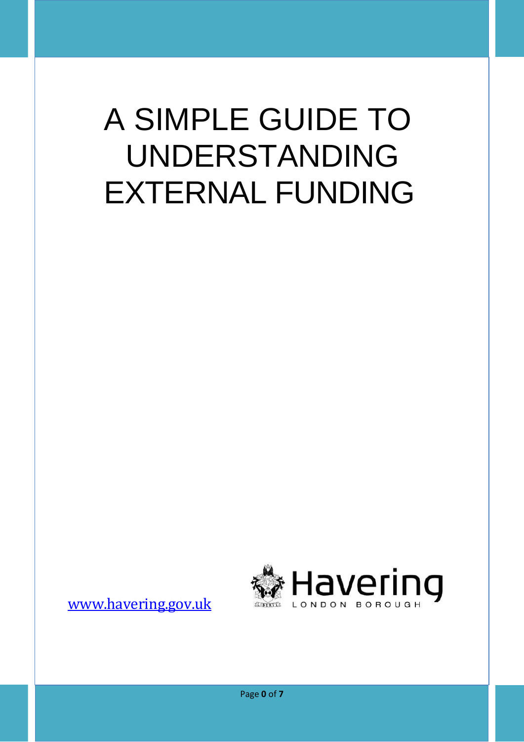# A SIMPLE GUIDE TO UNDERSTANDING EXTERNAL FUNDING

[www.havering.gov.uk](http://www.havering.gov.uk)

Havering LONDON BOROUGH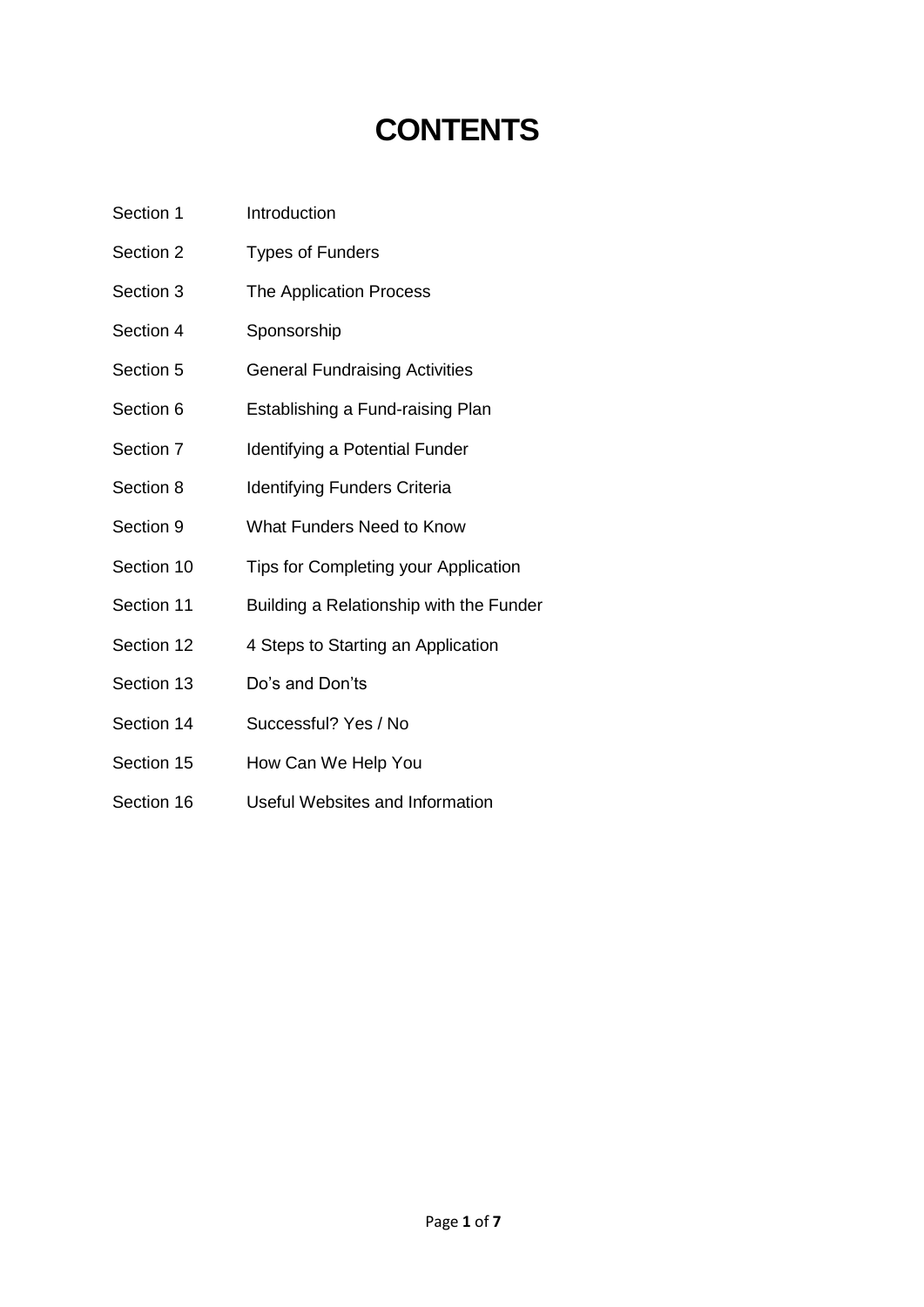# CONTENTS

| | |
|---|---|
| Section 1 | Introduction |
| Section 2 | Types of Funders |
| Section 3 | The Application Process |
| Section 4 | Sponsorship |
| Section 5 | General Fundraising Activities |
| Section 6 | Establishing a Fund-raising Plan |
| Section 7 | Identifying a Potential Funder |
| Section 8 | Identifying Funders Criteria |
| Section 9 | What Funders Need to Know |
| Section 10 | Tips for Completing your Application |
| Section 11 | Building a Relationship with the Funder |
| Section 12 | 4 Steps to Starting an Application |
| Section 13 | Do's and Don'ts |
| Section 14 | Successful? Yes / No |
| Section 15 | How Can We Help You |
| Section 16 | Useful Websites and Information |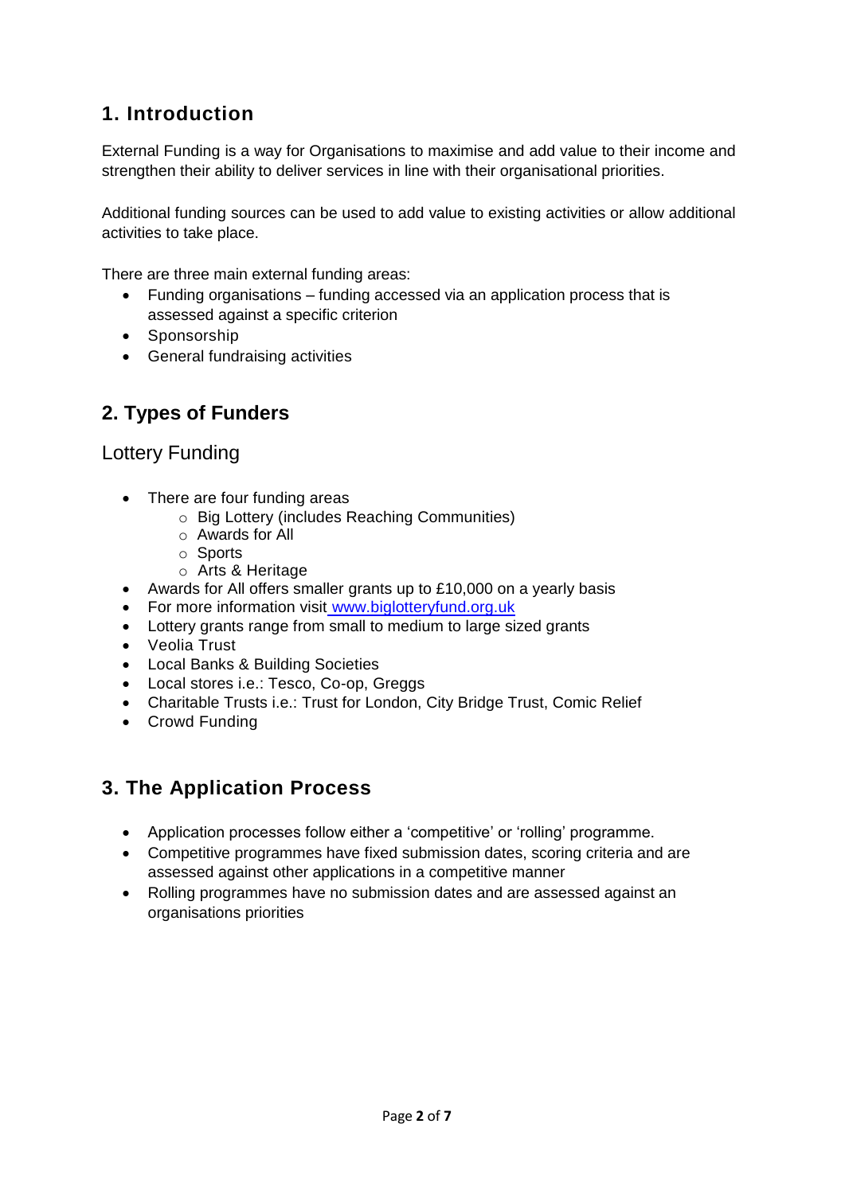## 1. Introduction

External Funding is a way for Organisations to maximise and add value to their income and strengthen their ability to deliver services in line with their organisational priorities.

Additional funding sources can be used to add value to existing activities or allow additional activities to take place.

There are three main external funding areas:

- Funding organisations – funding accessed via an application process that is assessed against a specific criterion
- Sponsorship
- General fundraising activities

## 2. Types of Funders

### Lottery Funding

- There are four funding areas
  - Big Lottery (includes Reaching Communities)
  - Awards for All
  - Sports
  - Arts & Heritage
- Awards for All offers smaller grants up to £10,000 on a yearly basis
- For more information visit [www.biglotteryfund.org.uk](http://www.biglotteryfund.org.uk)
- Lottery grants range from small to medium to large sized grants
- Veolia Trust
- Local Banks & Building Societies
- Local stores i.e.: Tesco, Co-op, Greggs
- Charitable Trusts i.e.: Trust for London, City Bridge Trust, Comic Relief
- Crowd Funding

## 3. The Application Process

- Application processes follow either a 'competitive' or 'rolling' programme.
- Competitive programmes have fixed submission dates, scoring criteria and are assessed against other applications in a competitive manner
- Rolling programmes have no submission dates and are assessed against an organisations priorities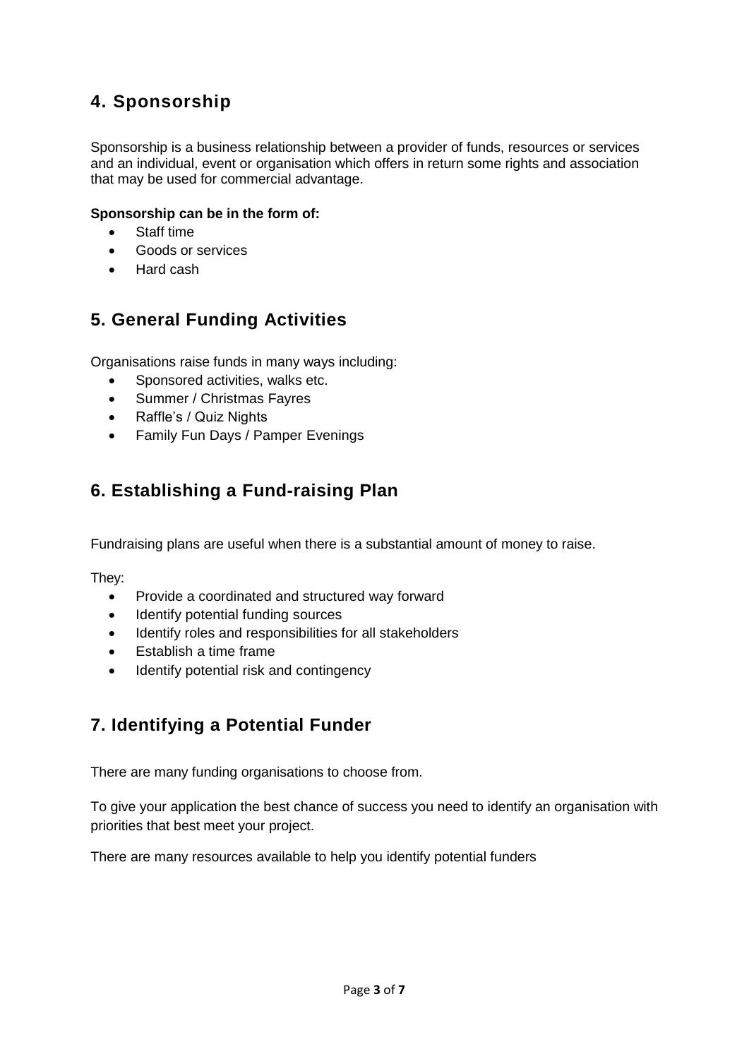## 4. Sponsorship

Sponsorship is a business relationship between a provider of funds, resources or services and an individual, event or organisation which offers in return some rights and association that may be used for commercial advantage.

**Sponsorship can be in the form of:**

- Staff time
- Goods or services
- Hard cash

## 5. General Funding Activities

Organisations raise funds in many ways including:

- Sponsored activities, walks etc.
- Summer / Christmas Fayres
- Raffle's / Quiz Nights
- Family Fun Days / Pamper Evenings

## 6. Establishing a Fund-raising Plan

Fundraising plans are useful when there is a substantial amount of money to raise.

They:

- Provide a coordinated and structured way forward
- Identify potential funding sources
- Identify roles and responsibilities for all stakeholders
- Establish a time frame
- Identify potential risk and contingency

## 7. Identifying a Potential Funder

There are many funding organisations to choose from.

To give your application the best chance of success you need to identify an organisation with priorities that best meet your project.

There are many resources available to help you identify potential funders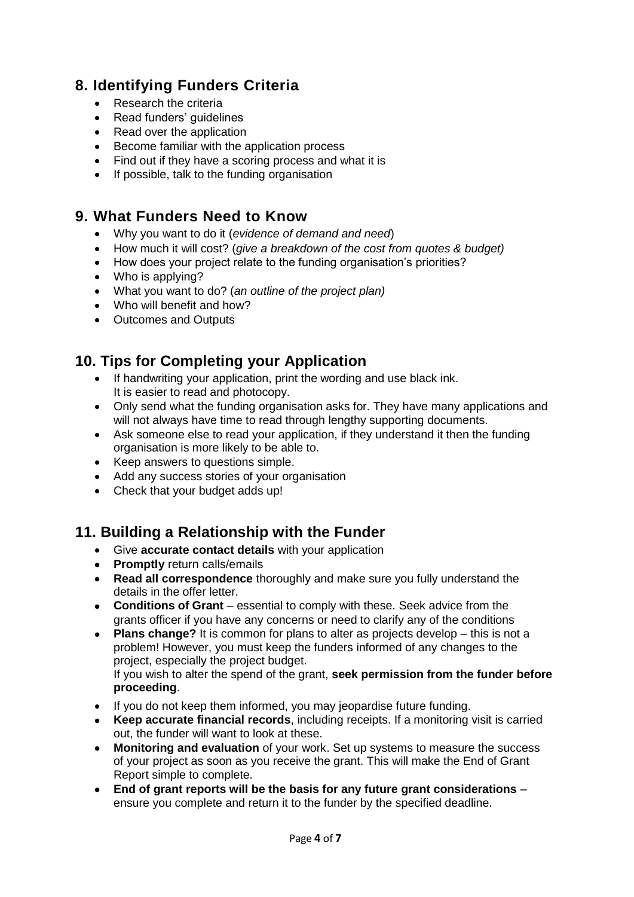## 8. Identifying Funders Criteria

- Research the criteria
- Read funders' guidelines
- Read over the application
- Become familiar with the application process
- Find out if they have a scoring process and what it is
- If possible, talk to the funding organisation

## 9. What Funders Need to Know

- Why you want to do it (*evidence of demand and need*)
- How much it will cost? (*give a breakdown of the cost from quotes & budget)*
- How does your project relate to the funding organisation's priorities?
- Who is applying?
- What you want to do? (*an outline of the project plan)*
- Who will benefit and how?
- Outcomes and Outputs

## 10. Tips for Completing your Application

- If handwriting your application, print the wording and use black ink.
  It is easier to read and photocopy.
- Only send what the funding organisation asks for. They have many applications and will not always have time to read through lengthy supporting documents.
- Ask someone else to read your application, if they understand it then the funding organisation is more likely to be able to.
- Keep answers to questions simple.
- Add any success stories of your organisation
- Check that your budget adds up!

## 11. Building a Relationship with the Funder

- Give **accurate contact details** with your application
- **Promptly** return calls/emails
- **Read all correspondence** thoroughly and make sure you fully understand the details in the offer letter.
- **Conditions of Grant** – essential to comply with these. Seek advice from the grants officer if you have any concerns or need to clarify any of the conditions
- **Plans change?** It is common for plans to alter as projects develop – this is not a problem! However, you must keep the funders informed of any changes to the project, especially the project budget.
  If you wish to alter the spend of the grant, **seek permission from the funder before proceeding**.
- If you do not keep them informed, you may jeopardise future funding.
- **Keep accurate financial records**, including receipts. If a monitoring visit is carried out, the funder will want to look at these.
- **Monitoring and evaluation** of your work. Set up systems to measure the success of your project as soon as you receive the grant. This will make the End of Grant Report simple to complete.
- **End of grant reports will be the basis for any future grant considerations** – ensure you complete and return it to the funder by the specified deadline.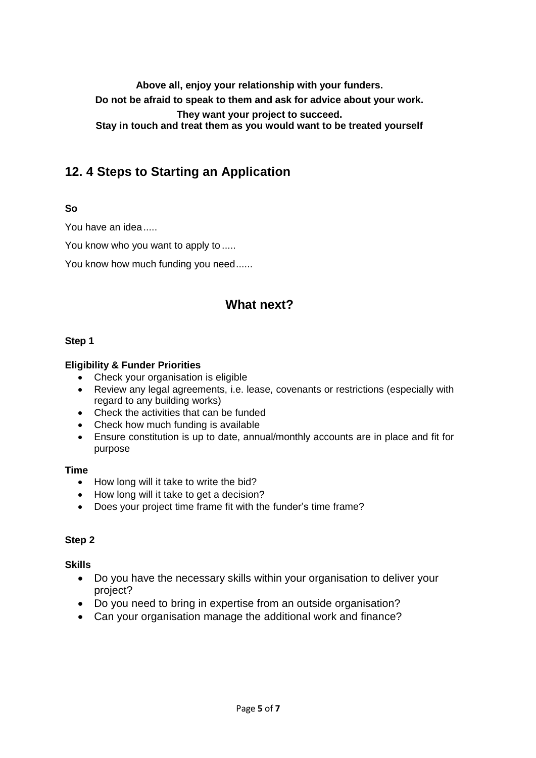**Above all, enjoy your relationship with your funders.**
**Do not be afraid to speak to them and ask for advice about your work.**
**They want your project to succeed.**
**Stay in touch and treat them as you would want to be treated yourself**

## 12. 4 Steps to Starting an Application

**So**

You have an idea.....

You know who you want to apply to.....

You know how much funding you need......

### What next?

**Step 1**

**Eligibility & Funder Priorities**

- Check your organisation is eligible
- Review any legal agreements, i.e. lease, covenants or restrictions (especially with regard to any building works)
- Check the activities that can be funded
- Check how much funding is available
- Ensure constitution is up to date, annual/monthly accounts are in place and fit for purpose

**Time**

- How long will it take to write the bid?
- How long will it take to get a decision?
- Does your project time frame fit with the funder's time frame?

**Step 2**

**Skills**

- Do you have the necessary skills within your organisation to deliver your project?
- Do you need to bring in expertise from an outside organisation?
- Can your organisation manage the additional work and finance?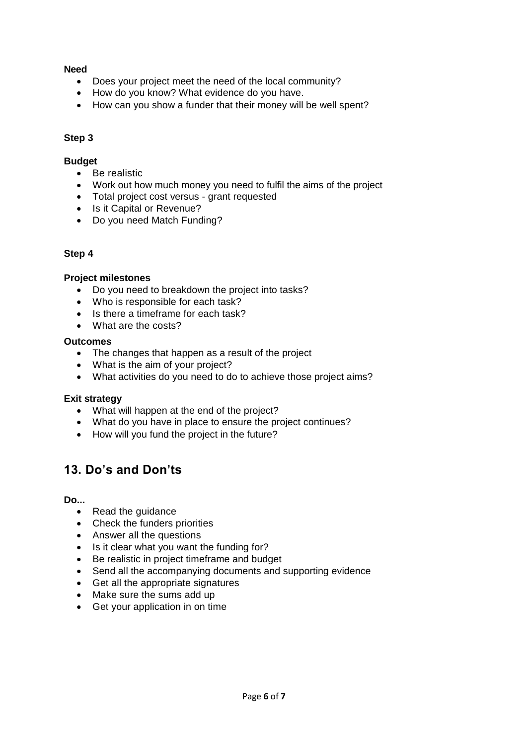**Need**

- Does your project meet the need of the local community?
- How do you know? What evidence do you have.
- How can you show a funder that their money will be well spent?

**Step 3**

**Budget**

- Be realistic
- Work out how much money you need to fulfil the aims of the project
- Total project cost versus - grant requested
- Is it Capital or Revenue?
- Do you need Match Funding?

**Step 4**

**Project milestones**

- Do you need to breakdown the project into tasks?
- Who is responsible for each task?
- Is there a timeframe for each task?
- What are the costs?

**Outcomes**

- The changes that happen as a result of the project
- What is the aim of your project?
- What activities do you need to do to achieve those project aims?

**Exit strategy**

- What will happen at the end of the project?
- What do you have in place to ensure the project continues?
- How will you fund the project in the future?

## 13. Do's and Don'ts

**Do...**

- Read the guidance
- Check the funders priorities
- Answer all the questions
- Is it clear what you want the funding for?
- Be realistic in project timeframe and budget
- Send all the accompanying documents and supporting evidence
- Get all the appropriate signatures
- Make sure the sums add up
- Get your application in on time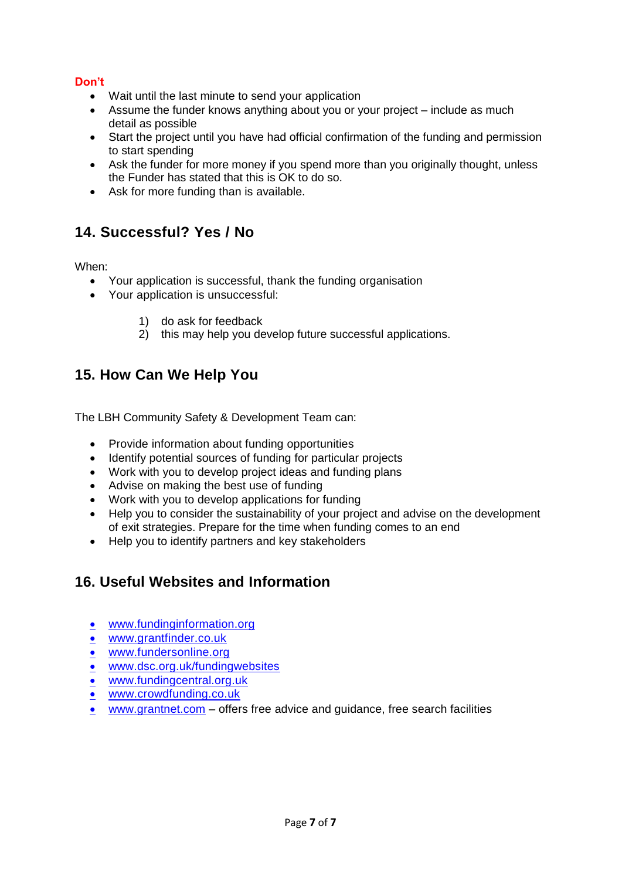**Don't**

- Wait until the last minute to send your application
- Assume the funder knows anything about you or your project – include as much detail as possible
- Start the project until you have had official confirmation of the funding and permission to start spending
- Ask the funder for more money if you spend more than you originally thought, unless the Funder has stated that this is OK to do so.
- Ask for more funding than is available.

## 14. Successful? Yes / No

When:

- Your application is successful, thank the funding organisation
- Your application is unsuccessful:

    1) do ask for feedback
    2) this may help you develop future successful applications.

## 15. How Can We Help You

The LBH Community Safety & Development Team can:

- Provide information about funding opportunities
- Identify potential sources of funding for particular projects
- Work with you to develop project ideas and funding plans
- Advise on making the best use of funding
- Work with you to develop applications for funding
- Help you to consider the sustainability of your project and advise on the development of exit strategies. Prepare for the time when funding comes to an end
- Help you to identify partners and key stakeholders

## 16. Useful Websites and Information

- www.fundinginformation.org
- www.grantfinder.co.uk
- www.fundersonline.org
- www.dsc.org.uk/fundingwebsites
- www.fundingcentral.org.uk
- www.crowdfunding.co.uk
- www.grantnet.com – offers free advice and guidance, free search facilities